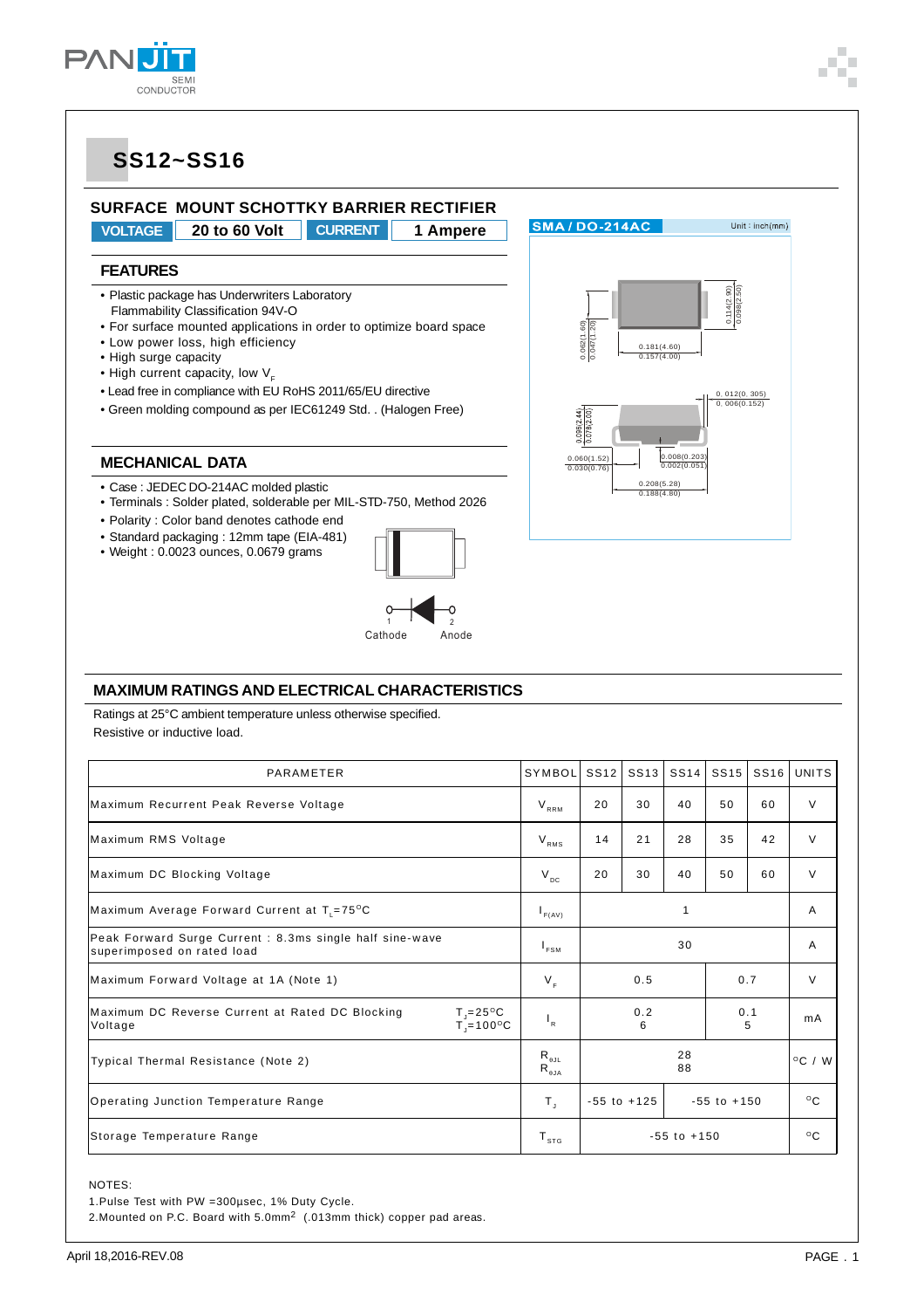# SS12~SS16

## SURFACE MOUNT SCHOTTKY BARRIER RECTIFIER

| VOLTAGE | 20 to 60 Volt | CURRENT | 1 Ampere |
|---|---|---|---|

SMA / DO-214AC — Unit : inch(mm)

## FEATURES

- Plastic package has Underwriters Laboratory Flammability Classification 94V-O
- For surface mounted applications in order to optimize board space
- Low power loss, high efficiency
- High surge capacity
- High current capacity, low $V_F$
- Lead free in compliance with EU RoHS 2011/65/EU directive
- Green molding compound as per IEC61249 Std. . (Halogen Free)

## MECHANICAL DATA

- Case : JEDEC DO-214AC molded plastic
- Terminals : Solder plated, solderable per MIL-STD-750, Method 2026
- Polarity : Color band denotes cathode end
- Standard packaging : 12mm tape (EIA-481)
- Weight : 0.0023 ounces, 0.0679 grams

1 Cathode 2 Anode

## MAXIMUM RATINGS AND ELECTRICAL CHARACTERISTICS

Ratings at 25°C ambient temperature unless otherwise specified.
Resistive or inductive load.

| PARAMETER | SYMBOL | SS12 | SS13 | SS14 | SS15 | SS16 | UNITS |
|---|---|---|---|---|---|---|---|
| Maximum Recurrent Peak Reverse Voltage | $V_{RRM}$ | 20 | 30 | 40 | 50 | 60 | V |
| Maximum RMS Voltage | $V_{RMS}$ | 14 | 21 | 28 | 35 | 42 | V |
| Maximum DC Blocking Voltage | $V_{DC}$ | 20 | 30 | 40 | 50 | 60 | V |
| Maximum Average Forward Current at $T_L$=75°C | $I_{F(AV)}$ | 1 | | | | | A |
| Peak Forward Surge Current : 8.3ms single half sine-wave superimposed on rated load | $I_{FSM}$ | 30 | | | | | A |
| Maximum Forward Voltage at 1A (Note 1) | $V_F$ | 0.5 | | | 0.7 | | V |
| Maximum DC Reverse Current at Rated DC Blocking Voltage $T_J$=25°C / $T_J$=100°C | $I_R$ | 0.2 / 6 | | | 0.1 / 5 | | mA |
| Typical Thermal Resistance (Note 2) | $R_{\theta JL}$ / $R_{\theta JA}$ | 28 / 88 | | | | | °C / W |
| Operating Junction Temperature Range | $T_J$ | -55 to +125 | | -55 to +150 | | | °C |
| Storage Temperature Range | $T_{STG}$ | -55 to +150 | | | | | °C |

NOTES:
1. Pulse Test with PW =300μsec, 1% Duty Cycle.
2. Mounted on P.C. Board with 5.0mm$^2$ (.013mm thick) copper pad areas.

April 18,2016-REV.08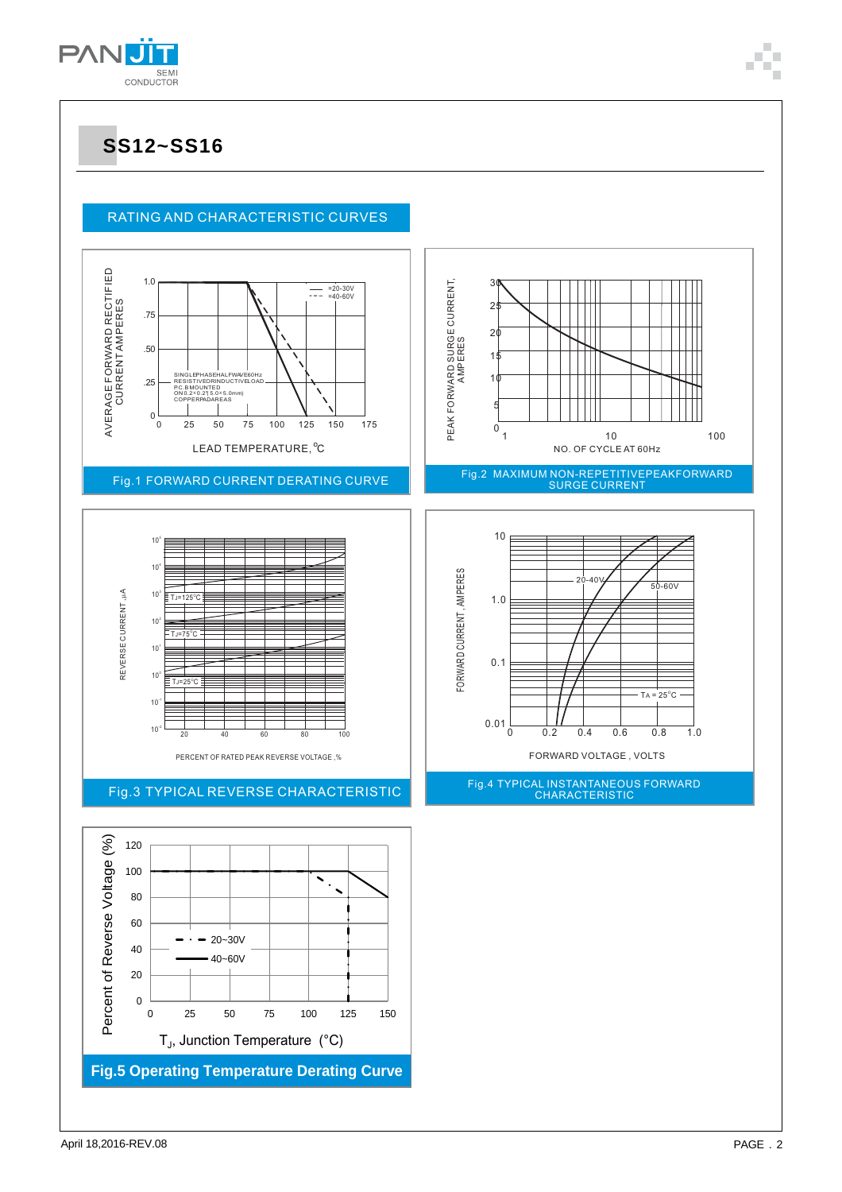# SS12~SS16

## RATING AND CHARACTERISTIC CURVES

AVERAGE FORWARD RECTIFIED CURRENT AMPERES

1.0, .75, .50, .25, 0

0, 25, 50, 75, 100, 125, 150, 175

=20-30V
=40-60V

SINGLE PHASE HALF WAVE 60Hz
RESISTIVE OR INDUCTIVE LOAD
P.C.B MOUNTED
ON 0.2×0.2"( 5.0×5.0mm)
COPPER PAD AREAS

LEAD TEMPERATURE, °C

Fig.1 FORWARD CURRENT DERATING CURVE

PEAK FORWARD SURGE CURRENT, AMPERES

30, 25, 20, 15, 10, 5, 0

1, 10, 100

NO. OF CYCLE AT 60Hz

Fig.2 MAXIMUM NON-REPETITIVE PEAK FORWARD SURGE CURRENT

REVERSE CURRENT, μA

$10^{5}$, $10^{4}$, $10^{3}$, $10^{2}$, $10^{1}$, $10^{0}$, $10^{-1}$, $10^{-2}$

$T_J$=125°C

$T_J$=75°C

$T_J$=25°C

20, 40, 60, 80, 100

PERCENT OF RATED PEAK REVERSE VOLTAGE ,%

Fig.3 TYPICAL REVERSE CHARACTERISTIC

FORWARD CURRENT, AMPERES

10, 1.0, 0.1, 0.01

0, 0.2, 0.4, 0.6, 0.8, 1.0

20-40V

50-60V

$T_A$ = 25°C

FORWARD VOLTAGE , VOLTS

Fig.4 TYPICAL INSTANTANEOUS FORWARD CHARACTERISTIC

Percent of Reverse Voltage (%)

120, 100, 80, 60, 40, 20, 0

0, 25, 50, 75, 100, 125, 150

20~30V

40~60V

$T_J$, Junction Temperature (°C)

**Fig.5 Operating Temperature Derating Curve**

April 18,2016-REV.08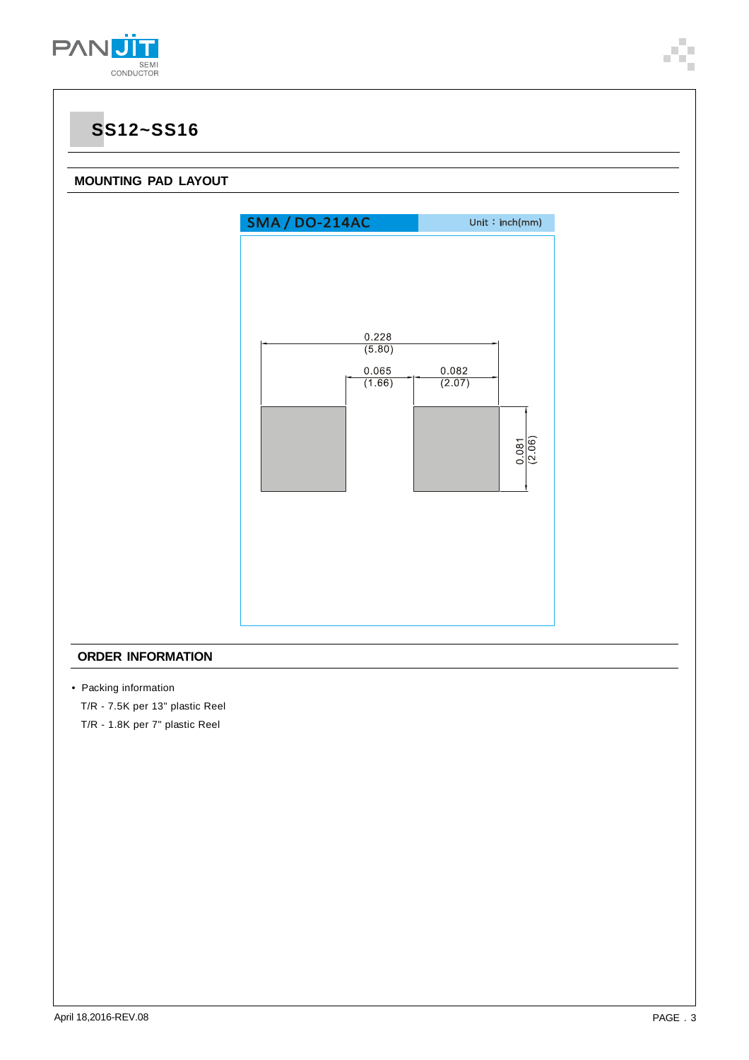# SS12~SS16

## MOUNTING PAD LAYOUT

**SMA / DO-214AC** Unit：inch(mm)

0.228 (5.80)

0.065 (1.66)

0.082 (2.07)

0.081 (2.06)

## ORDER INFORMATION

- Packing information

  T/R - 7.5K per 13" plastic Reel

  T/R - 1.8K per 7" plastic Reel

April 18,2016-REV.08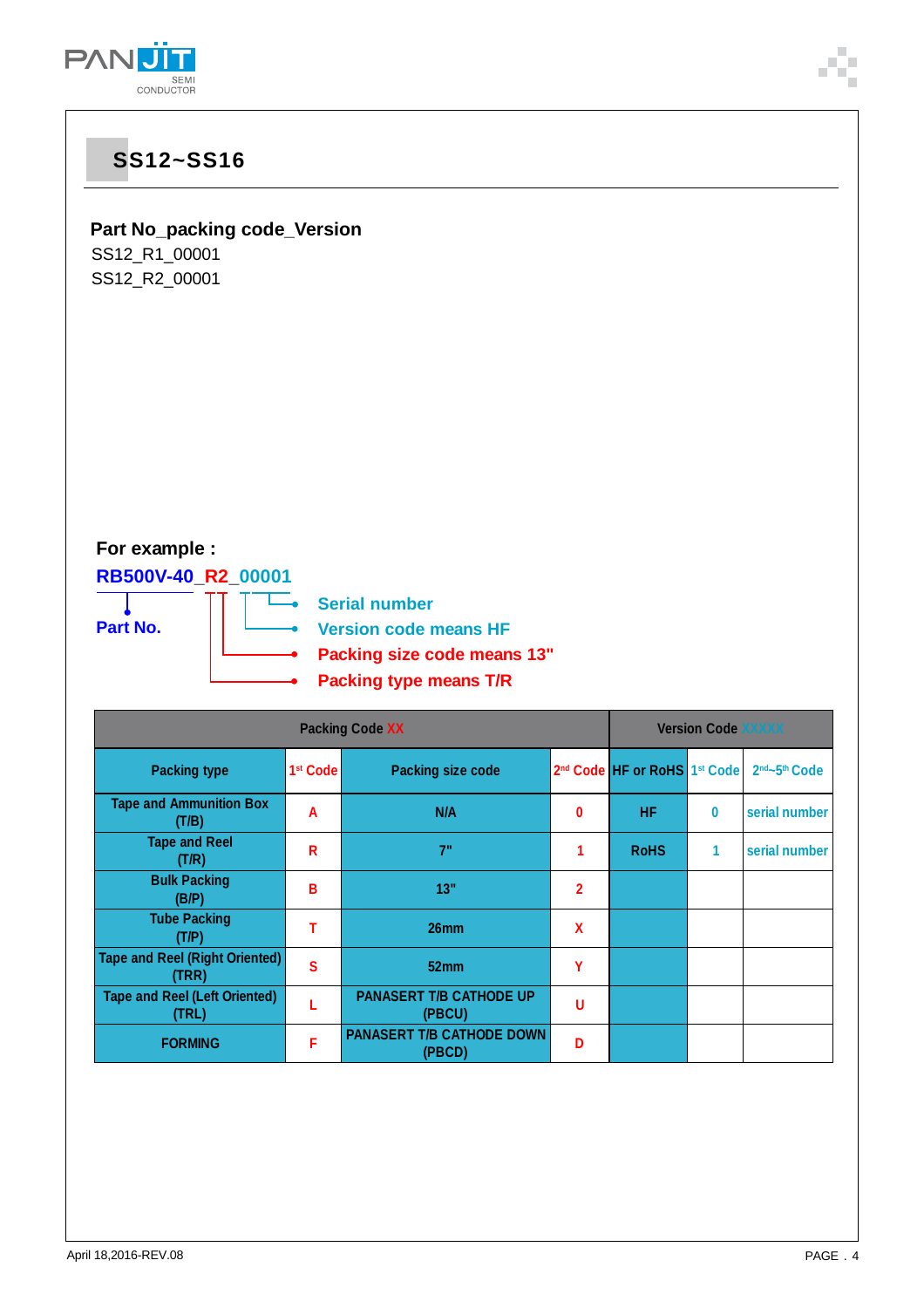## SS12~SS16

**Part No_packing code_Version**

SS12_R1_00001
SS12_R2_00001

**For example :**

**RB500V-40_R2_00001**

- **Part No.**
- **Serial number**
- **Version code means HF**
- **Packing size code means 13"**
- **Packing type means T/R**

| Packing Code XX | | | | Version Code XXXXX | | |
|---|---|---|---|---|---|---|
| Packing type | 1st Code | Packing size code | 2nd Code | HF or RoHS | 1st Code | 2nd~5th Code |
| Tape and Ammunition Box (T/B) | A | N/A | 0 | HF | 0 | serial number |
| Tape and Reel (T/R) | R | 7" | 1 | RoHS | 1 | serial number |
| Bulk Packing (B/P) | B | 13" | 2 | | | |
| Tube Packing (T/P) | T | 26mm | X | | | |
| Tape and Reel (Right Oriented) (TRR) | S | 52mm | Y | | | |
| Tape and Reel (Left Oriented) (TRL) | L | PANASERT T/B CATHODE UP (PBCU) | U | | | |
| FORMING | F | PANASERT T/B CATHODE DOWN (PBCD) | D | | | |

April 18,2016-REV.08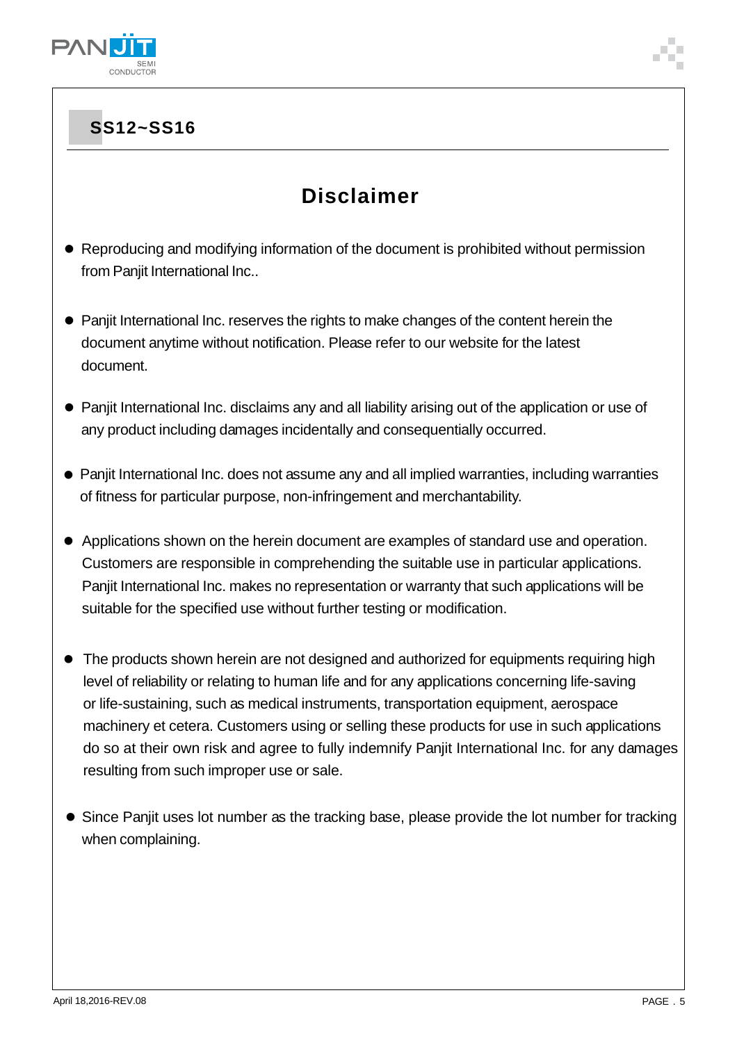## SS12~SS16

# Disclaimer

- Reproducing and modifying information of the document is prohibited without permission from Panjit International Inc..
- Panjit International Inc. reserves the rights to make changes of the content herein the document anytime without notification. Please refer to our website for the latest document.
- Panjit International Inc. disclaims any and all liability arising out of the application or use of any product including damages incidentally and consequentially occurred.
- Panjit International Inc. does not assume any and all implied warranties, including warranties of fitness for particular purpose, non-infringement and merchantability.
- Applications shown on the herein document are examples of standard use and operation. Customers are responsible in comprehending the suitable use in particular applications. Panjit International Inc. makes no representation or warranty that such applications will be suitable for the specified use without further testing or modification.
- The products shown herein are not designed and authorized for equipments requiring high level of reliability or relating to human life and for any applications concerning life-saving or life-sustaining, such as medical instruments, transportation equipment, aerospace machinery et cetera. Customers using or selling these products for use in such applications do so at their own risk and agree to fully indemnify Panjit International Inc. for any damages resulting from such improper use or sale.
- Since Panjit uses lot number as the tracking base, please provide the lot number for tracking when complaining.

April 18,2016-REV.08